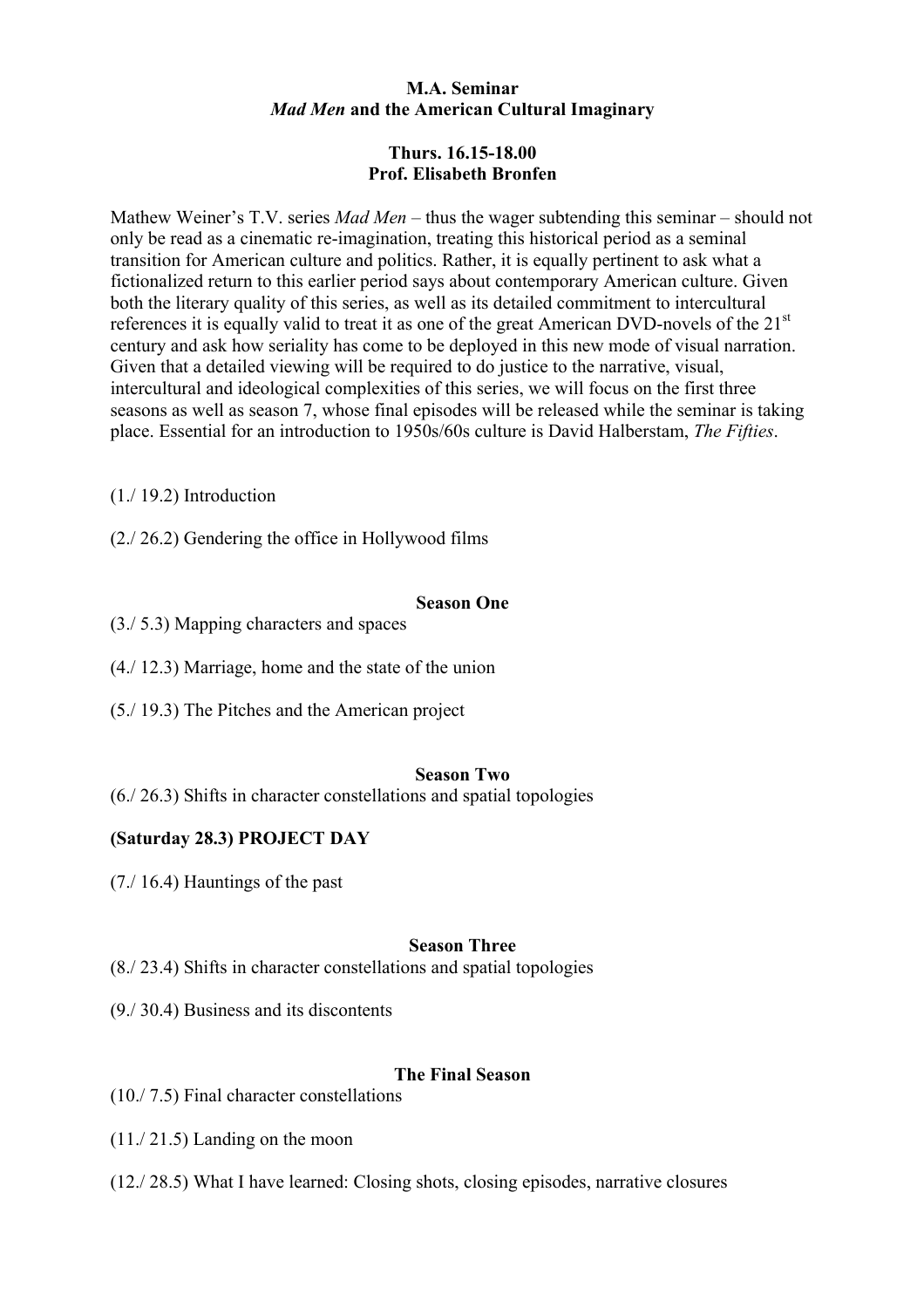**M.A. Seminar**
***Mad Men* and the American Cultural Imaginary**

**Thurs. 16.15-18.00**
**Prof. Elisabeth Bronfen**

Mathew Weiner's T.V. series *Mad Men* – thus the wager subtending this seminar – should not only be read as a cinematic re-imagination, treating this historical period as a seminal transition for American culture and politics. Rather, it is equally pertinent to ask what a fictionalized return to this earlier period says about contemporary American culture. Given both the literary quality of this series, as well as its detailed commitment to intercultural references it is equally valid to treat it as one of the great American DVD-novels of the 21st century and ask how seriality has come to be deployed in this new mode of visual narration. Given that a detailed viewing will be required to do justice to the narrative, visual, intercultural and ideological complexities of this series, we will focus on the first three seasons as well as season 7, whose final episodes will be released while the seminar is taking place. Essential for an introduction to 1950s/60s culture is David Halberstam, *The Fifties*.

(1./ 19.2) Introduction

(2./ 26.2) Gendering the office in Hollywood films

**Season One**

(3./ 5.3) Mapping characters and spaces

(4./ 12.3) Marriage, home and the state of the union

(5./ 19.3) The Pitches and the American project

**Season Two**

(6./ 26.3) Shifts in character constellations and spatial topologies

**(Saturday 28.3) PROJECT DAY**

(7./ 16.4) Hauntings of the past

**Season Three**

(8./ 23.4) Shifts in character constellations and spatial topologies

(9./ 30.4) Business and its discontents

**The Final Season**

(10./ 7.5) Final character constellations

(11./ 21.5) Landing on the moon

(12./ 28.5) What I have learned: Closing shots, closing episodes, narrative closures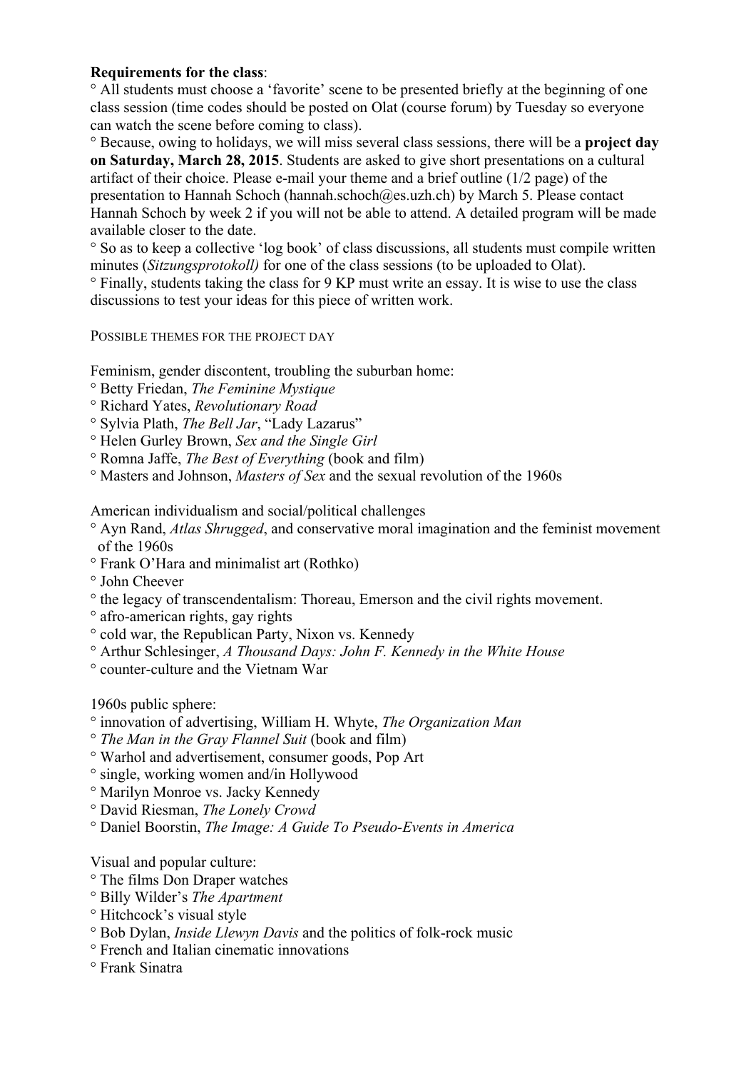**Requirements for the class**:

° All students must choose a 'favorite' scene to be presented briefly at the beginning of one class session (time codes should be posted on Olat (course forum) by Tuesday so everyone can watch the scene before coming to class).

° Because, owing to holidays, we will miss several class sessions, there will be a **project day on Saturday, March 28, 2015**. Students are asked to give short presentations on a cultural artifact of their choice. Please e-mail your theme and a brief outline (1/2 page) of the presentation to Hannah Schoch (hannah.schoch@es.uzh.ch) by March 5. Please contact Hannah Schoch by week 2 if you will not be able to attend. A detailed program will be made available closer to the date.

° So as to keep a collective 'log book' of class discussions, all students must compile written minutes (*Sitzungsprotokoll)* for one of the class sessions (to be uploaded to Olat).

° Finally, students taking the class for 9 KP must write an essay. It is wise to use the class discussions to test your ideas for this piece of written work.

POSSIBLE THEMES FOR THE PROJECT DAY

Feminism, gender discontent, troubling the suburban home:

° Betty Friedan, *The Feminine Mystique*
° Richard Yates, *Revolutionary Road*
° Sylvia Plath, *The Bell Jar*, "Lady Lazarus"
° Helen Gurley Brown, *Sex and the Single Girl*
° Romna Jaffe, *The Best of Everything* (book and film)
° Masters and Johnson, *Masters of Sex* and the sexual revolution of the 1960s

American individualism and social/political challenges

° Ayn Rand, *Atlas Shrugged*, and conservative moral imagination and the feminist movement of the 1960s
° Frank O'Hara and minimalist art (Rothko)
° John Cheever
° the legacy of transcendentalism: Thoreau, Emerson and the civil rights movement.
° afro-american rights, gay rights
° cold war, the Republican Party, Nixon vs. Kennedy
° Arthur Schlesinger, *A Thousand Days: John F. Kennedy in the White House*
° counter-culture and the Vietnam War

1960s public sphere:

° innovation of advertising, William H. Whyte, *The Organization Man*
° *The Man in the Gray Flannel Suit* (book and film)
° Warhol and advertisement, consumer goods, Pop Art
° single, working women and/in Hollywood
° Marilyn Monroe vs. Jacky Kennedy
° David Riesman, *The Lonely Crowd*
° Daniel Boorstin, *The Image: A Guide To Pseudo-Events in America*

Visual and popular culture:

° The films Don Draper watches
° Billy Wilder's *The Apartment*
° Hitchcock's visual style
° Bob Dylan, *Inside Llewyn Davis* and the politics of folk-rock music
° French and Italian cinematic innovations
° Frank Sinatra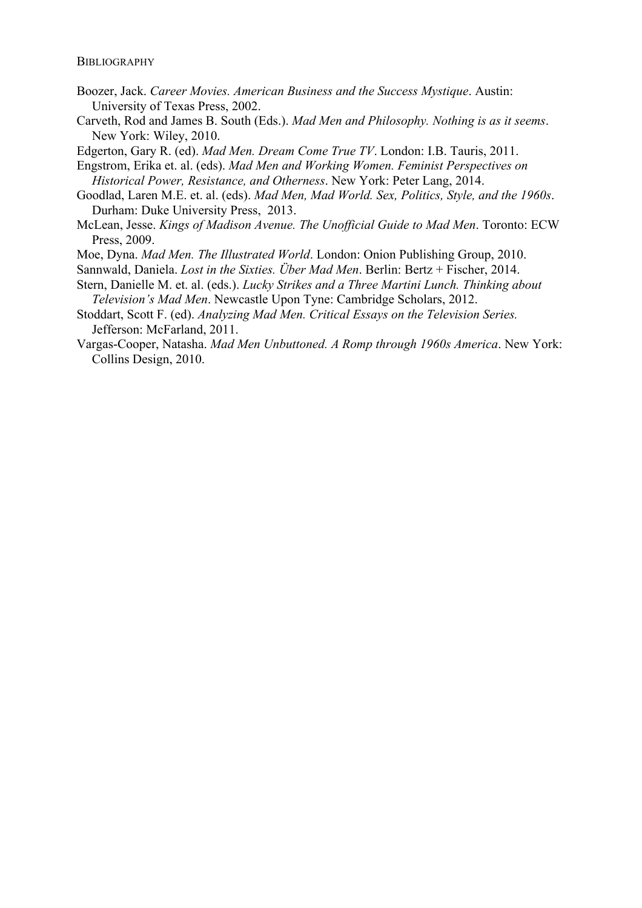## Bibliography

Boozer, Jack. *Career Movies. American Business and the Success Mystique*. Austin: University of Texas Press, 2002.

Carveth, Rod and James B. South (Eds.). *Mad Men and Philosophy. Nothing is as it seems*. New York: Wiley, 2010.

Edgerton, Gary R. (ed). *Mad Men. Dream Come True TV*. London: I.B. Tauris, 2011.

Engstrom, Erika et. al. (eds). *Mad Men and Working Women. Feminist Perspectives on Historical Power, Resistance, and Otherness*. New York: Peter Lang, 2014.

Goodlad, Laren M.E. et. al. (eds). *Mad Men, Mad World. Sex, Politics, Style, and the 1960s*. Durham: Duke University Press, 2013.

McLean, Jesse. *Kings of Madison Avenue. The Unofficial Guide to Mad Men*. Toronto: ECW Press, 2009.

Moe, Dyna. *Mad Men. The Illustrated World*. London: Onion Publishing Group, 2010.

Sannwald, Daniela. *Lost in the Sixties. Über Mad Men*. Berlin: Bertz + Fischer, 2014.

Stern, Danielle M. et. al. (eds.). *Lucky Strikes and a Three Martini Lunch. Thinking about Television's Mad Men*. Newcastle Upon Tyne: Cambridge Scholars, 2012.

Stoddart, Scott F. (ed). *Analyzing Mad Men. Critical Essays on the Television Series.* Jefferson: McFarland, 2011.

Vargas-Cooper, Natasha. *Mad Men Unbuttoned. A Romp through 1960s America*. New York: Collins Design, 2010.